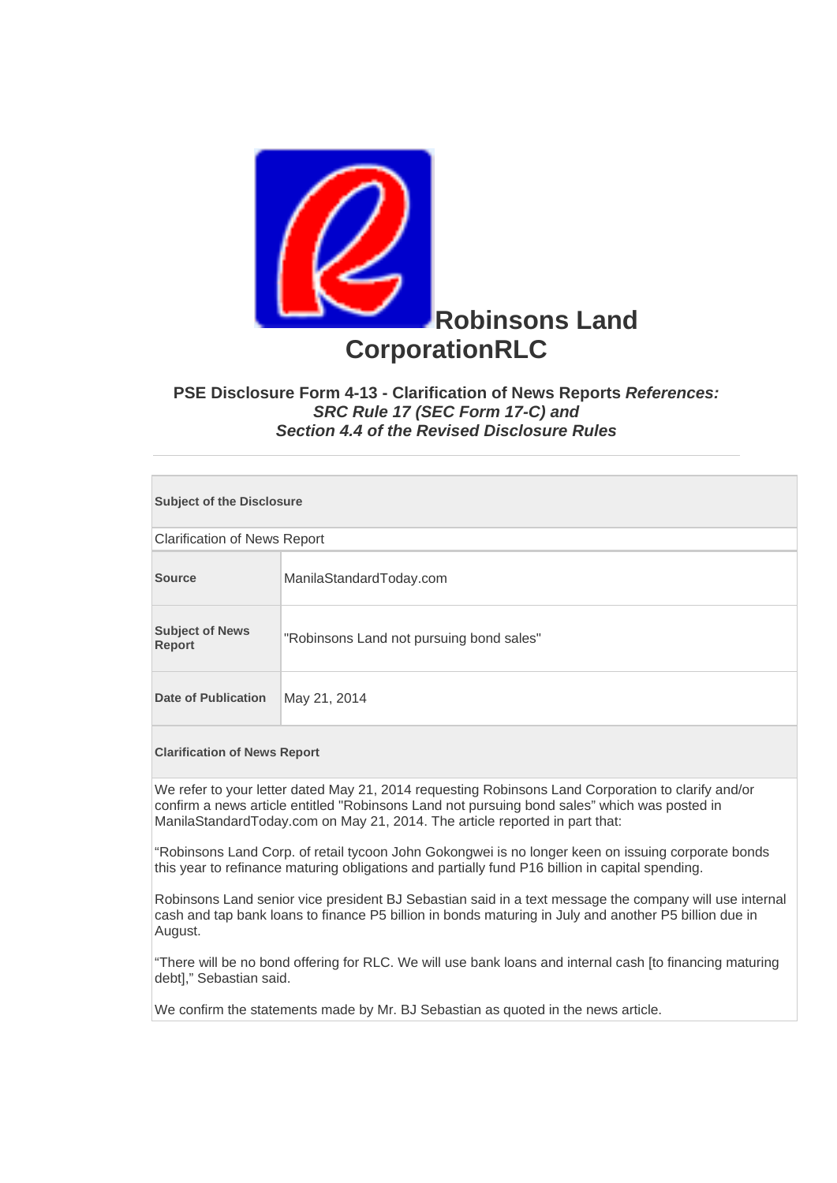# Robinsons Land CorporationRLC

## PSE Disclosure Form 4-13 - Clarification of News Reports *References: SRC Rule 17 (SEC Form 17-C) and Section 4.4 of the Revised Disclosure Rules*

---

| | |
|---|---|
| **Subject of the Disclosure** | |
| Clarification of News Report | |
| **Source** | ManilaStandardToday.com |
| **Subject of News Report** | "Robinsons Land not pursuing bond sales" |
| **Date of Publication** | May 21, 2014 |

**Clarification of News Report**

We refer to your letter dated May 21, 2014 requesting Robinsons Land Corporation to clarify and/or confirm a news article entitled "Robinsons Land not pursuing bond sales" which was posted in ManilaStandardToday.com on May 21, 2014. The article reported in part that:

"Robinsons Land Corp. of retail tycoon John Gokongwei is no longer keen on issuing corporate bonds this year to refinance maturing obligations and partially fund P16 billion in capital spending.

Robinsons Land senior vice president BJ Sebastian said in a text message the company will use internal cash and tap bank loans to finance P5 billion in bonds maturing in July and another P5 billion due in August.

"There will be no bond offering for RLC. We will use bank loans and internal cash [to financing maturing debt]," Sebastian said.

We confirm the statements made by Mr. BJ Sebastian as quoted in the news article.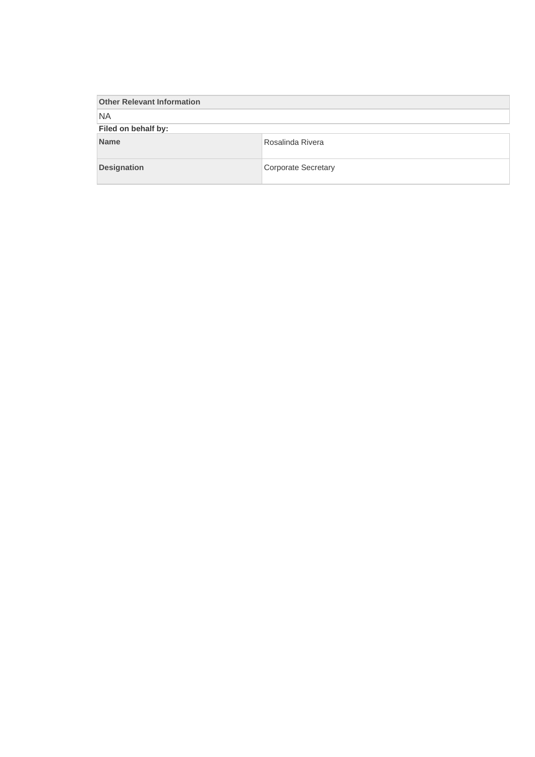| Other Relevant Information |
| --- |
| NA |

**Filed on behalf by:**

| | |
| --- | --- |
| **Name** | Rosalinda Rivera |
| **Designation** | Corporate Secretary |